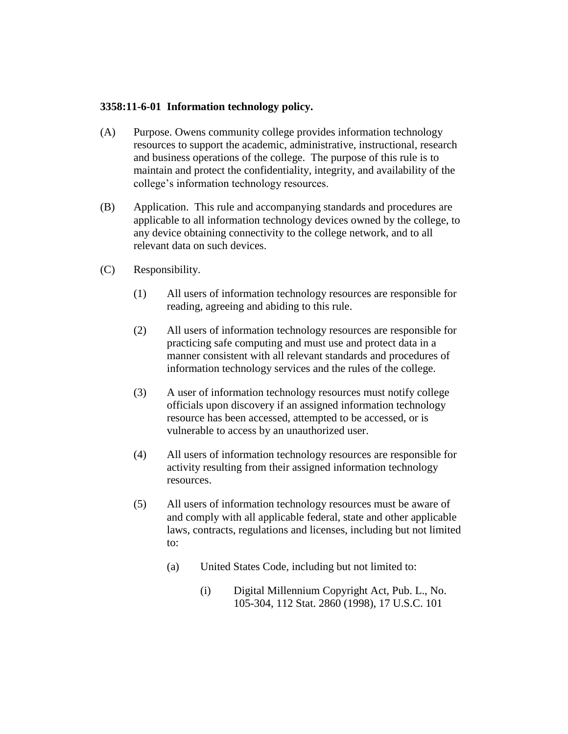**3358:11-6-01 Information technology policy.**

(A) Purpose. Owens community college provides information technology resources to support the academic, administrative, instructional, research and business operations of the college. The purpose of this rule is to maintain and protect the confidentiality, integrity, and availability of the college's information technology resources.

(B) Application. This rule and accompanying standards and procedures are applicable to all information technology devices owned by the college, to any device obtaining connectivity to the college network, and to all relevant data on such devices.

(C) Responsibility.

- (1) All users of information technology resources are responsible for reading, agreeing and abiding to this rule.

- (2) All users of information technology resources are responsible for practicing safe computing and must use and protect data in a manner consistent with all relevant standards and procedures of information technology services and the rules of the college.

- (3) A user of information technology resources must notify college officials upon discovery if an assigned information technology resource has been accessed, attempted to be accessed, or is vulnerable to access by an unauthorized user.

- (4) All users of information technology resources are responsible for activity resulting from their assigned information technology resources.

- (5) All users of information technology resources must be aware of and comply with all applicable federal, state and other applicable laws, contracts, regulations and licenses, including but not limited to:

  - (a) United States Code, including but not limited to:

    - (i) Digital Millennium Copyright Act, Pub. L., No. 105-304, 112 Stat. 2860 (1998), 17 U.S.C. 101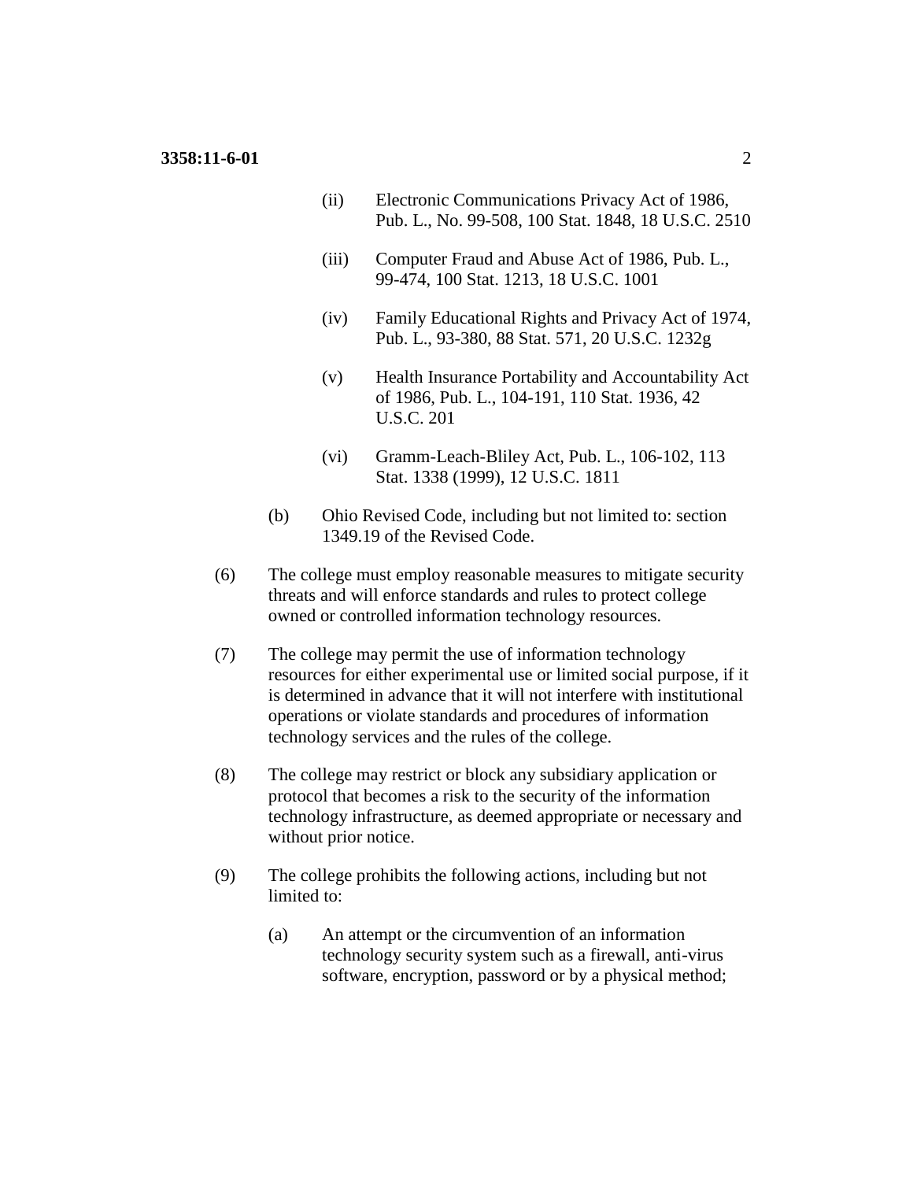(ii) Electronic Communications Privacy Act of 1986, Pub. L., No. 99-508, 100 Stat. 1848, 18 U.S.C. 2510

(iii) Computer Fraud and Abuse Act of 1986, Pub. L., 99-474, 100 Stat. 1213, 18 U.S.C. 1001

(iv) Family Educational Rights and Privacy Act of 1974, Pub. L., 93-380, 88 Stat. 571, 20 U.S.C. 1232g

(v) Health Insurance Portability and Accountability Act of 1986, Pub. L., 104-191, 110 Stat. 1936, 42 U.S.C. 201

(vi) Gramm-Leach-Bliley Act, Pub. L., 106-102, 113 Stat. 1338 (1999), 12 U.S.C. 1811

(b) Ohio Revised Code, including but not limited to: section 1349.19 of the Revised Code.

(6) The college must employ reasonable measures to mitigate security threats and will enforce standards and rules to protect college owned or controlled information technology resources.

(7) The college may permit the use of information technology resources for either experimental use or limited social purpose, if it is determined in advance that it will not interfere with institutional operations or violate standards and procedures of information technology services and the rules of the college.

(8) The college may restrict or block any subsidiary application or protocol that becomes a risk to the security of the information technology infrastructure, as deemed appropriate or necessary and without prior notice.

(9) The college prohibits the following actions, including but not limited to:

(a) An attempt or the circumvention of an information technology security system such as a firewall, anti-virus software, encryption, password or by a physical method;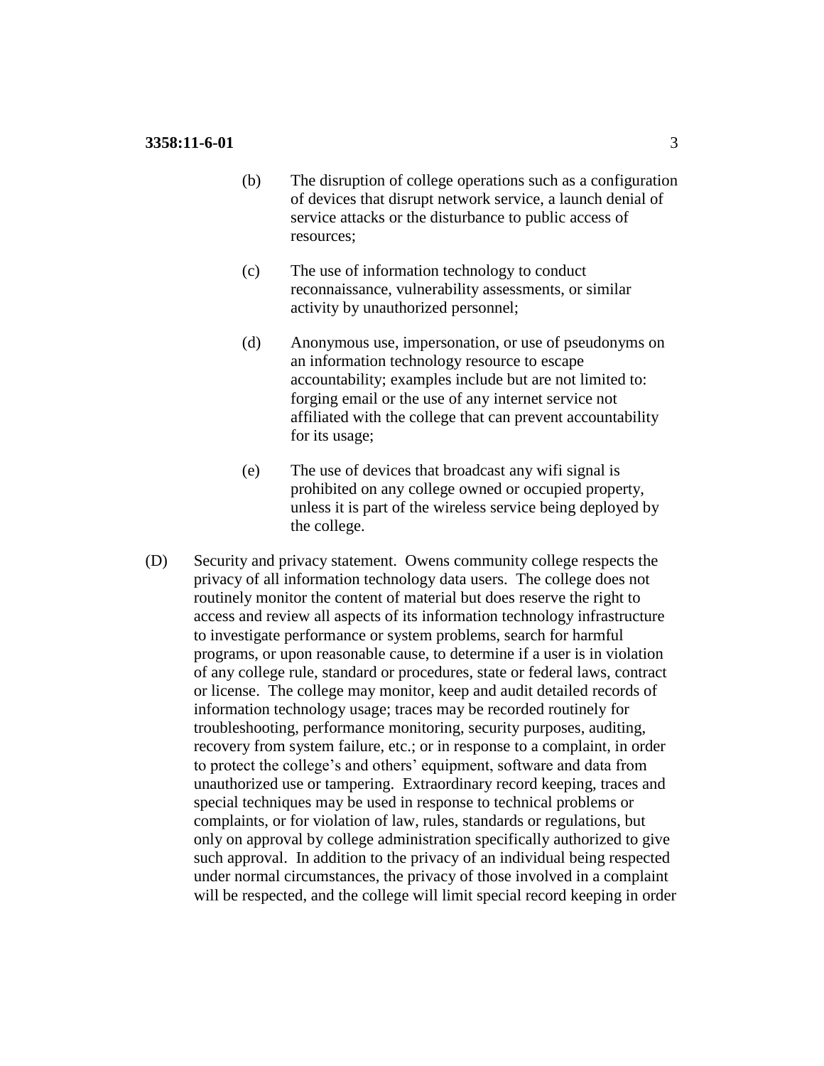(b) The disruption of college operations such as a configuration of devices that disrupt network service, a launch denial of service attacks or the disturbance to public access of resources;

(c) The use of information technology to conduct reconnaissance, vulnerability assessments, or similar activity by unauthorized personnel;

(d) Anonymous use, impersonation, or use of pseudonyms on an information technology resource to escape accountability; examples include but are not limited to: forging email or the use of any internet service not affiliated with the college that can prevent accountability for its usage;

(e) The use of devices that broadcast any wifi signal is prohibited on any college owned or occupied property, unless it is part of the wireless service being deployed by the college.

(D) Security and privacy statement. Owens community college respects the privacy of all information technology data users. The college does not routinely monitor the content of material but does reserve the right to access and review all aspects of its information technology infrastructure to investigate performance or system problems, search for harmful programs, or upon reasonable cause, to determine if a user is in violation of any college rule, standard or procedures, state or federal laws, contract or license. The college may monitor, keep and audit detailed records of information technology usage; traces may be recorded routinely for troubleshooting, performance monitoring, security purposes, auditing, recovery from system failure, etc.; or in response to a complaint, in order to protect the college's and others' equipment, software and data from unauthorized use or tampering. Extraordinary record keeping, traces and special techniques may be used in response to technical problems or complaints, or for violation of law, rules, standards or regulations, but only on approval by college administration specifically authorized to give such approval. In addition to the privacy of an individual being respected under normal circumstances, the privacy of those involved in a complaint will be respected, and the college will limit special record keeping in order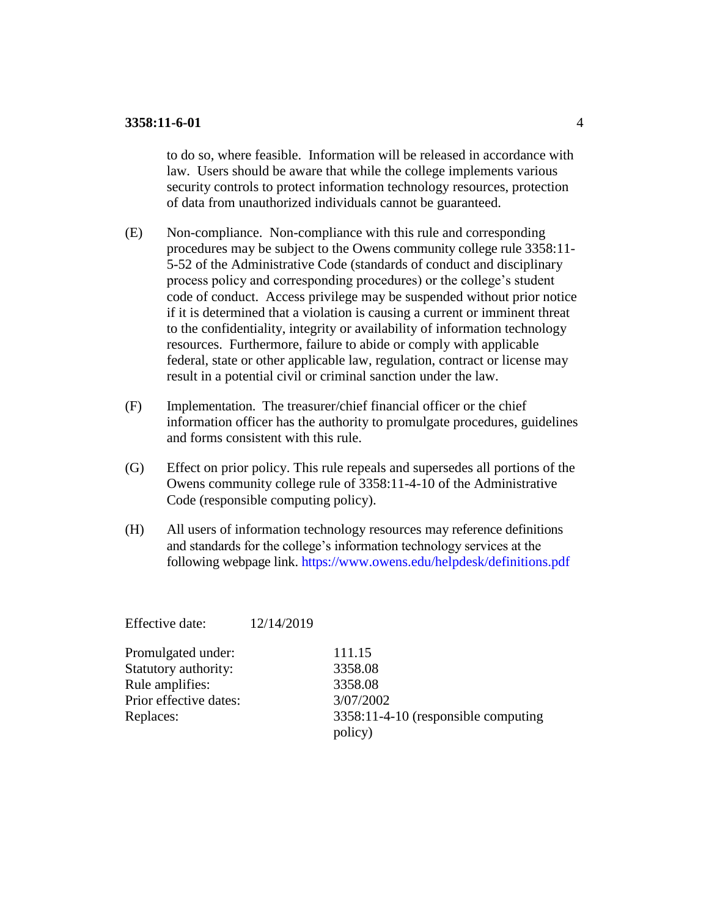to do so, where feasible. Information will be released in accordance with law. Users should be aware that while the college implements various security controls to protect information technology resources, protection of data from unauthorized individuals cannot be guaranteed.

(E) Non-compliance. Non-compliance with this rule and corresponding procedures may be subject to the Owens community college rule 3358:11-5-52 of the Administrative Code (standards of conduct and disciplinary process policy and corresponding procedures) or the college's student code of conduct. Access privilege may be suspended without prior notice if it is determined that a violation is causing a current or imminent threat to the confidentiality, integrity or availability of information technology resources. Furthermore, failure to abide or comply with applicable federal, state or other applicable law, regulation, contract or license may result in a potential civil or criminal sanction under the law.

(F) Implementation. The treasurer/chief financial officer or the chief information officer has the authority to promulgate procedures, guidelines and forms consistent with this rule.

(G) Effect on prior policy. This rule repeals and supersedes all portions of the Owens community college rule of 3358:11-4-10 of the Administrative Code (responsible computing policy).

(H) All users of information technology resources may reference definitions and standards for the college's information technology services at the following webpage link. https://www.owens.edu/helpdesk/definitions.pdf

Effective date: 12/14/2019

| | |
|---|---|
| Promulgated under: | 111.15 |
| Statutory authority: | 3358.08 |
| Rule amplifies: | 3358.08 |
| Prior effective dates: | 3/07/2002 |
| Replaces: | 3358:11-4-10 (responsible computing policy) |